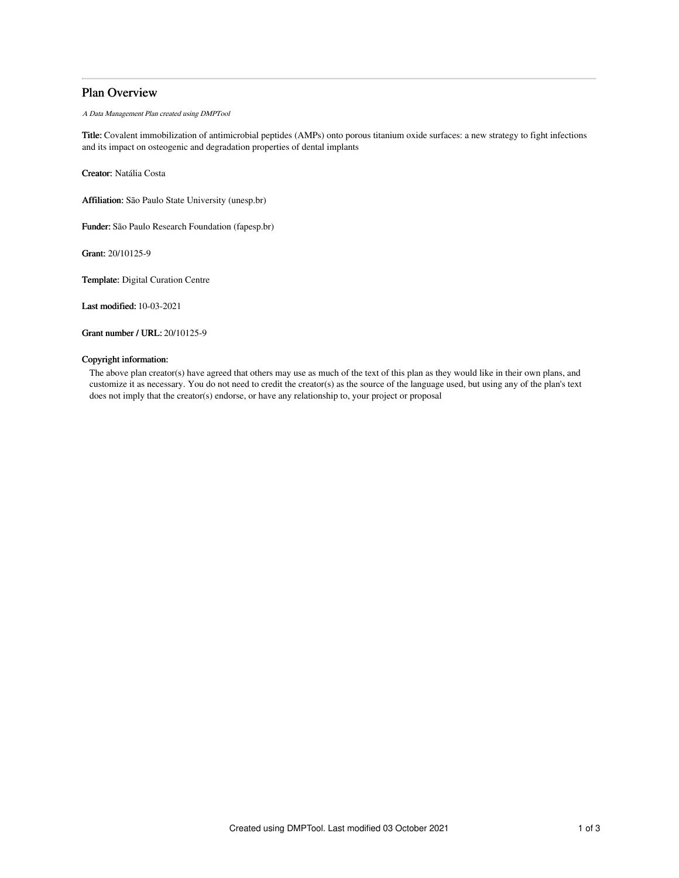# Plan Overview

*A Data Management Plan created using DMPTool*

**Title:** Covalent immobilization of antimicrobial peptides (AMPs) onto porous titanium oxide surfaces: a new strategy to fight infections and its impact on osteogenic and degradation properties of dental implants

**Creator:** Natália Costa

**Affiliation:** São Paulo State University (unesp.br)

**Funder:** São Paulo Research Foundation (fapesp.br)

**Grant:** 20/10125-9

**Template:** Digital Curation Centre

**Last modified:** 10-03-2021

**Grant number / URL:** 20/10125-9

**Copyright information:**

The above plan creator(s) have agreed that others may use as much of the text of this plan as they would like in their own plans, and customize it as necessary. You do not need to credit the creator(s) as the source of the language used, but using any of the plan's text does not imply that the creator(s) endorse, or have any relationship to, your project or proposal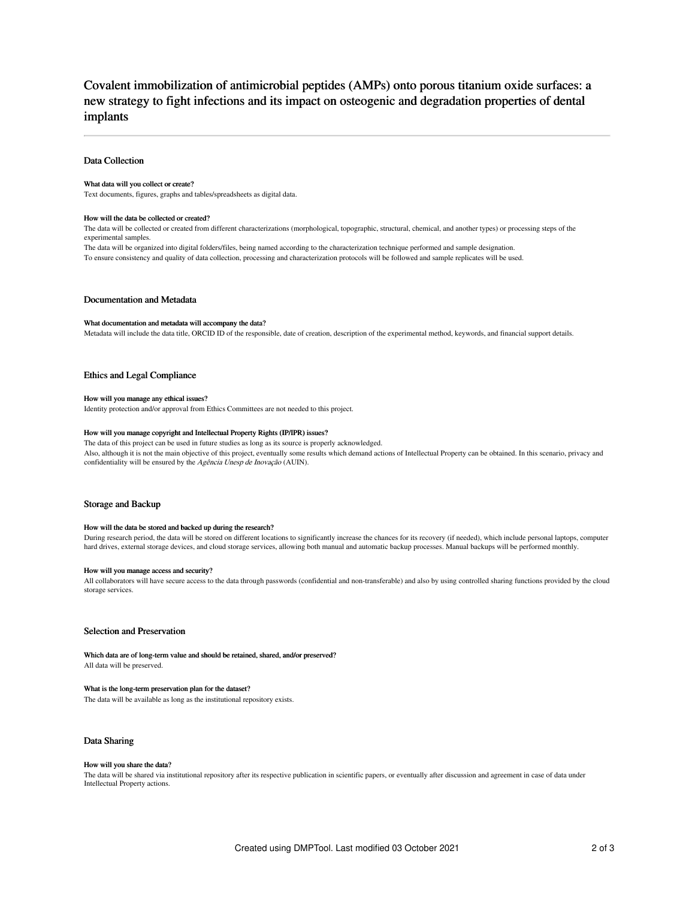# Covalent immobilization of antimicrobial peptides (AMPs) onto porous titanium oxide surfaces: a new strategy to fight infections and its impact on osteogenic and degradation properties of dental implants

## Data Collection

**What data will you collect or create?**

Text documents, figures, graphs and tables/spreadsheets as digital data.

**How will the data be collected or created?**

The data will be collected or created from different characterizations (morphological, topographic, structural, chemical, and another types) or processing steps of the experimental samples.

The data will be organized into digital folders/files, being named according to the characterization technique performed and sample designation.

To ensure consistency and quality of data collection, processing and characterization protocols will be followed and sample replicates will be used.

## Documentation and Metadata

**What documentation and metadata will accompany the data?**

Metadata will include the data title, ORCID ID of the responsible, date of creation, description of the experimental method, keywords, and financial support details.

## Ethics and Legal Compliance

**How will you manage any ethical issues?**

Identity protection and/or approval from Ethics Committees are not needed to this project.

**How will you manage copyright and Intellectual Property Rights (IP/IPR) issues?**

The data of this project can be used in future studies as long as its source is properly acknowledged.

Also, although it is not the main objective of this project, eventually some results which demand actions of Intellectual Property can be obtained. In this scenario, privacy and confidentiality will be ensured by the *Agência Unesp de Inovação* (AUIN).

## Storage and Backup

**How will the data be stored and backed up during the research?**

During research period, the data will be stored on different locations to significantly increase the chances for its recovery (if needed), which include personal laptops, computer hard drives, external storage devices, and cloud storage services, allowing both manual and automatic backup processes. Manual backups will be performed monthly.

**How will you manage access and security?**

All collaborators will have secure access to the data through passwords (confidential and non-transferable) and also by using controlled sharing functions provided by the cloud storage services.

## Selection and Preservation

**Which data are of long-term value and should be retained, shared, and/or preserved?**

All data will be preserved.

**What is the long-term preservation plan for the dataset?**

The data will be available as long as the institutional repository exists.

## Data Sharing

**How will you share the data?**

The data will be shared via institutional repository after its respective publication in scientific papers, or eventually after discussion and agreement in case of data under Intellectual Property actions.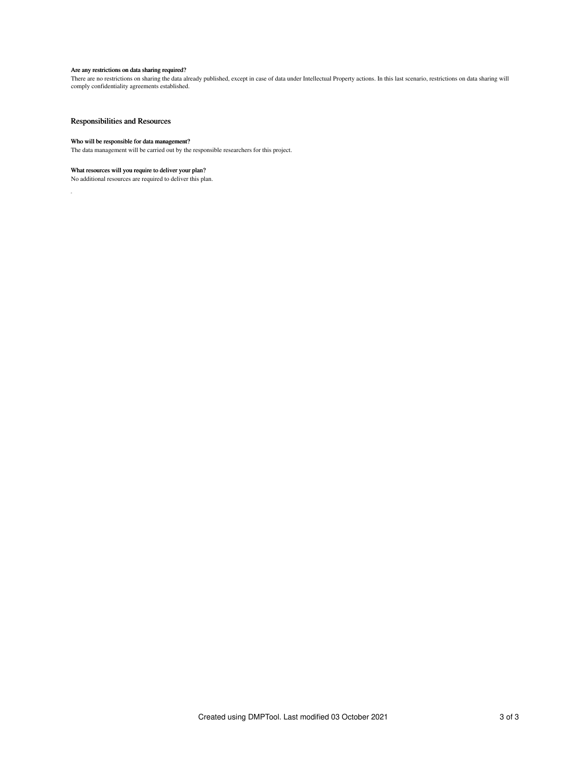**Are any restrictions on data sharing required?**

There are no restrictions on sharing the data already published, except in case of data under Intellectual Property actions. In this last scenario, restrictions on data sharing will comply confidentiality agreements established.

## Responsibilities and Resources

**Who will be responsible for data management?**

The data management will be carried out by the responsible researchers for this project.

**What resources will you require to deliver your plan?**

No additional resources are required to deliver this plan.